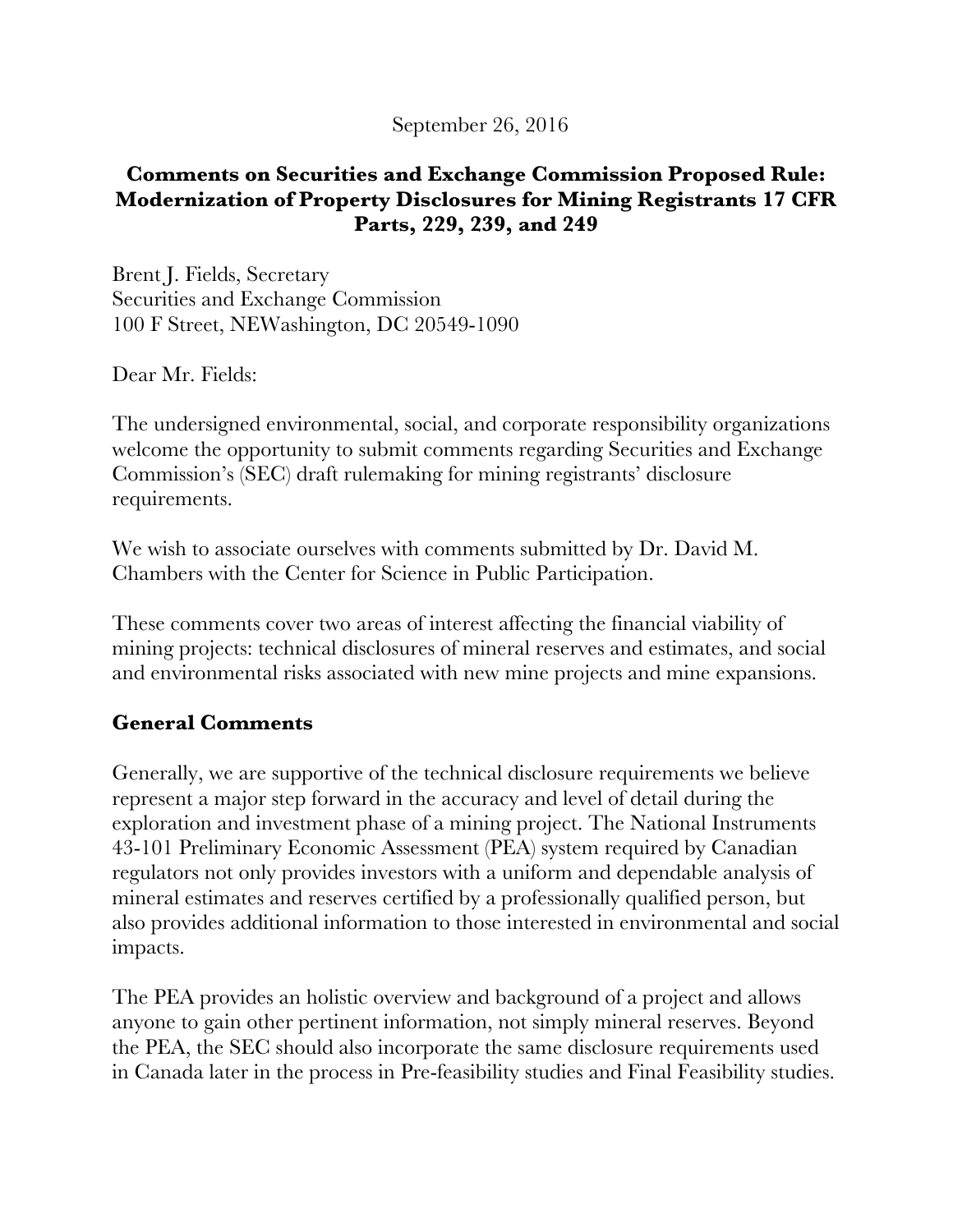September 26, 2016

**Comments on Securities and Exchange Commission Proposed Rule: Modernization of Property Disclosures for Mining Registrants 17 CFR Parts, 229, 239, and 249**

Brent J. Fields, Secretary
Securities and Exchange Commission
100 F Street, NEWashington, DC 20549-1090

Dear Mr. Fields:

The undersigned environmental, social, and corporate responsibility organizations welcome the opportunity to submit comments regarding Securities and Exchange Commission's (SEC) draft rulemaking for mining registrants' disclosure requirements.

We wish to associate ourselves with comments submitted by Dr. David M. Chambers with the Center for Science in Public Participation.

These comments cover two areas of interest affecting the financial viability of mining projects: technical disclosures of mineral reserves and estimates, and social and environmental risks associated with new mine projects and mine expansions.

## General Comments

Generally, we are supportive of the technical disclosure requirements we believe represent a major step forward in the accuracy and level of detail during the exploration and investment phase of a mining project. The National Instruments 43-101 Preliminary Economic Assessment (PEA) system required by Canadian regulators not only provides investors with a uniform and dependable analysis of mineral estimates and reserves certified by a professionally qualified person, but also provides additional information to those interested in environmental and social impacts.

The PEA provides an holistic overview and background of a project and allows anyone to gain other pertinent information, not simply mineral reserves. Beyond the PEA, the SEC should also incorporate the same disclosure requirements used in Canada later in the process in Pre-feasibility studies and Final Feasibility studies.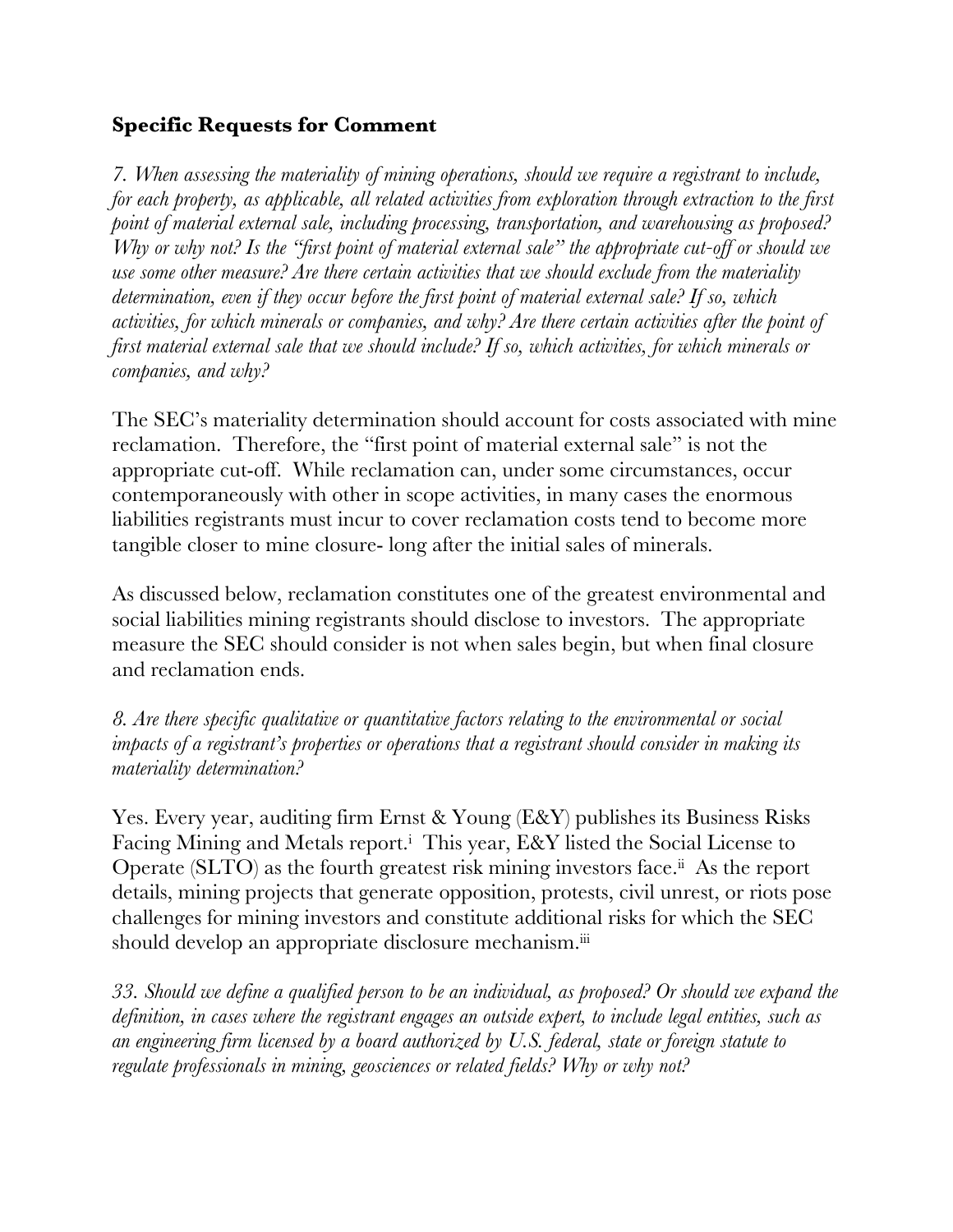## Specific Requests for Comment

*7. When assessing the materiality of mining operations, should we require a registrant to include, for each property, as applicable, all related activities from exploration through extraction to the first point of material external sale, including processing, transportation, and warehousing as proposed? Why or why not? Is the "first point of material external sale" the appropriate cut-off or should we use some other measure? Are there certain activities that we should exclude from the materiality determination, even if they occur before the first point of material external sale? If so, which activities, for which minerals or companies, and why? Are there certain activities after the point of first material external sale that we should include? If so, which activities, for which minerals or companies, and why?*

The SEC's materiality determination should account for costs associated with mine reclamation. Therefore, the "first point of material external sale" is not the appropriate cut-off. While reclamation can, under some circumstances, occur contemporaneously with other in scope activities, in many cases the enormous liabilities registrants must incur to cover reclamation costs tend to become more tangible closer to mine closure- long after the initial sales of minerals.

As discussed below, reclamation constitutes one of the greatest environmental and social liabilities mining registrants should disclose to investors. The appropriate measure the SEC should consider is not when sales begin, but when final closure and reclamation ends.

*8. Are there specific qualitative or quantitative factors relating to the environmental or social impacts of a registrant's properties or operations that a registrant should consider in making its materiality determination?*

Yes. Every year, auditing firm Ernst & Young (E&Y) publishes its Business Risks Facing Mining and Metals report.[i] This year, E&Y listed the Social License to Operate (SLTO) as the fourth greatest risk mining investors face.[ii] As the report details, mining projects that generate opposition, protests, civil unrest, or riots pose challenges for mining investors and constitute additional risks for which the SEC should develop an appropriate disclosure mechanism.[iii]

*33. Should we define a qualified person to be an individual, as proposed? Or should we expand the definition, in cases where the registrant engages an outside expert, to include legal entities, such as an engineering firm licensed by a board authorized by U.S. federal, state or foreign statute to regulate professionals in mining, geosciences or related fields? Why or why not?*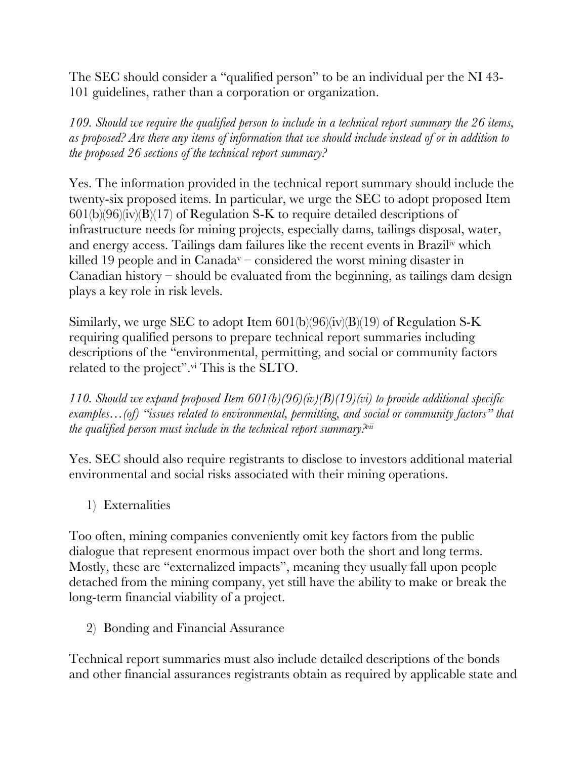The SEC should consider a "qualified person" to be an individual per the NI 43-101 guidelines, rather than a corporation or organization.

*109. Should we require the qualified person to include in a technical report summary the 26 items, as proposed? Are there any items of information that we should include instead of or in addition to the proposed 26 sections of the technical report summary?*

Yes. The information provided in the technical report summary should include the twenty-six proposed items. In particular, we urge the SEC to adopt proposed Item 601(b)(96)(iv)(B)(17) of Regulation S-K to require detailed descriptions of infrastructure needs for mining projects, especially dams, tailings disposal, water, and energy access. Tailings dam failures like the recent events in Brazil[iv] which killed 19 people and in Canada[v] – considered the worst mining disaster in Canadian history – should be evaluated from the beginning, as tailings dam design plays a key role in risk levels.

Similarly, we urge SEC to adopt Item 601(b)(96)(iv)(B)(19) of Regulation S-K requiring qualified persons to prepare technical report summaries including descriptions of the "environmental, permitting, and social or community factors related to the project".[vi] This is the SLTO.

*110. Should we expand proposed Item 601(b)(96)(iv)(B)(19)(vi) to provide additional specific examples…(of) "issues related to environmental, permitting, and social or community factors" that the qualified person must include in the technical report summary?*[vii]

Yes. SEC should also require registrants to disclose to investors additional material environmental and social risks associated with their mining operations.

1) Externalities

Too often, mining companies conveniently omit key factors from the public dialogue that represent enormous impact over both the short and long terms. Mostly, these are "externalized impacts", meaning they usually fall upon people detached from the mining company, yet still have the ability to make or break the long-term financial viability of a project.

2) Bonding and Financial Assurance

Technical report summaries must also include detailed descriptions of the bonds and other financial assurances registrants obtain as required by applicable state and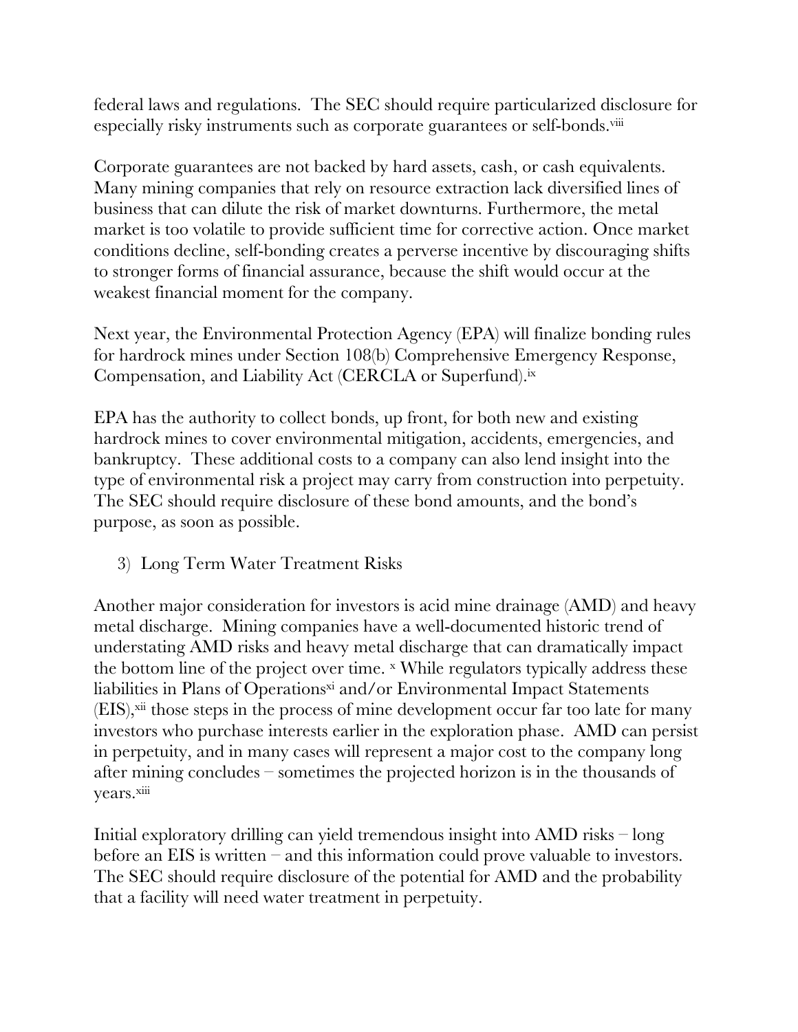federal laws and regulations. The SEC should require particularized disclosure for especially risky instruments such as corporate guarantees or self-bonds.[viii]

Corporate guarantees are not backed by hard assets, cash, or cash equivalents. Many mining companies that rely on resource extraction lack diversified lines of business that can dilute the risk of market downturns. Furthermore, the metal market is too volatile to provide sufficient time for corrective action. Once market conditions decline, self-bonding creates a perverse incentive by discouraging shifts to stronger forms of financial assurance, because the shift would occur at the weakest financial moment for the company.

Next year, the Environmental Protection Agency (EPA) will finalize bonding rules for hardrock mines under Section 108(b) Comprehensive Emergency Response, Compensation, and Liability Act (CERCLA or Superfund).[ix]

EPA has the authority to collect bonds, up front, for both new and existing hardrock mines to cover environmental mitigation, accidents, emergencies, and bankruptcy. These additional costs to a company can also lend insight into the type of environmental risk a project may carry from construction into perpetuity. The SEC should require disclosure of these bond amounts, and the bond's purpose, as soon as possible.

3) Long Term Water Treatment Risks

Another major consideration for investors is acid mine drainage (AMD) and heavy metal discharge. Mining companies have a well-documented historic trend of understating AMD risks and heavy metal discharge that can dramatically impact the bottom line of the project over time. [x] While regulators typically address these liabilities in Plans of Operations[xi] and/or Environmental Impact Statements (EIS),[xii] those steps in the process of mine development occur far too late for many investors who purchase interests earlier in the exploration phase. AMD can persist in perpetuity, and in many cases will represent a major cost to the company long after mining concludes – sometimes the projected horizon is in the thousands of years.[xiii]

Initial exploratory drilling can yield tremendous insight into AMD risks – long before an EIS is written – and this information could prove valuable to investors. The SEC should require disclosure of the potential for AMD and the probability that a facility will need water treatment in perpetuity.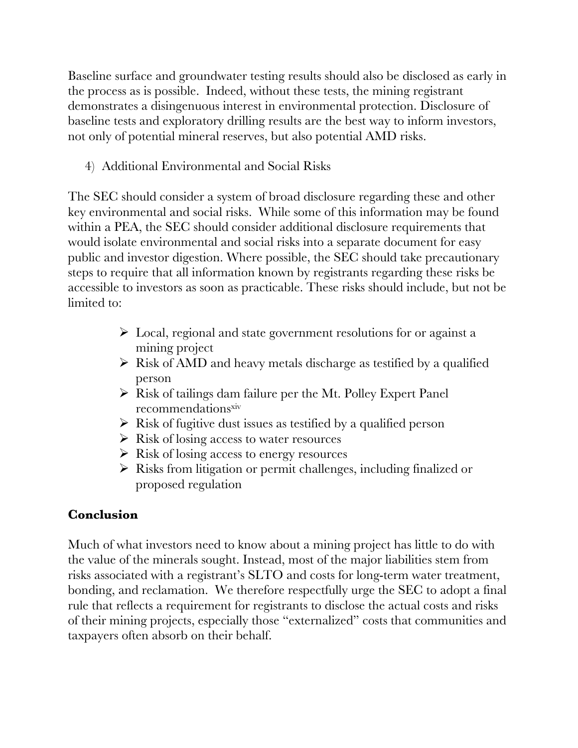Baseline surface and groundwater testing results should also be disclosed as early in the process as is possible. Indeed, without these tests, the mining registrant demonstrates a disingenuous interest in environmental protection. Disclosure of baseline tests and exploratory drilling results are the best way to inform investors, not only of potential mineral reserves, but also potential AMD risks.

4) Additional Environmental and Social Risks

The SEC should consider a system of broad disclosure regarding these and other key environmental and social risks. While some of this information may be found within a PEA, the SEC should consider additional disclosure requirements that would isolate environmental and social risks into a separate document for easy public and investor digestion. Where possible, the SEC should take precautionary steps to require that all information known by registrants regarding these risks be accessible to investors as soon as practicable. These risks should include, but not be limited to:

- Local, regional and state government resolutions for or against a mining project
- Risk of AMD and heavy metals discharge as testified by a qualified person
- Risk of tailings dam failure per the Mt. Polley Expert Panel recommendations[xiv]
- Risk of fugitive dust issues as testified by a qualified person
- Risk of losing access to water resources
- Risk of losing access to energy resources
- Risks from litigation or permit challenges, including finalized or proposed regulation

**Conclusion**

Much of what investors need to know about a mining project has little to do with the value of the minerals sought. Instead, most of the major liabilities stem from risks associated with a registrant's SLTO and costs for long-term water treatment, bonding, and reclamation. We therefore respectfully urge the SEC to adopt a final rule that reflects a requirement for registrants to disclose the actual costs and risks of their mining projects, especially those "externalized" costs that communities and taxpayers often absorb on their behalf.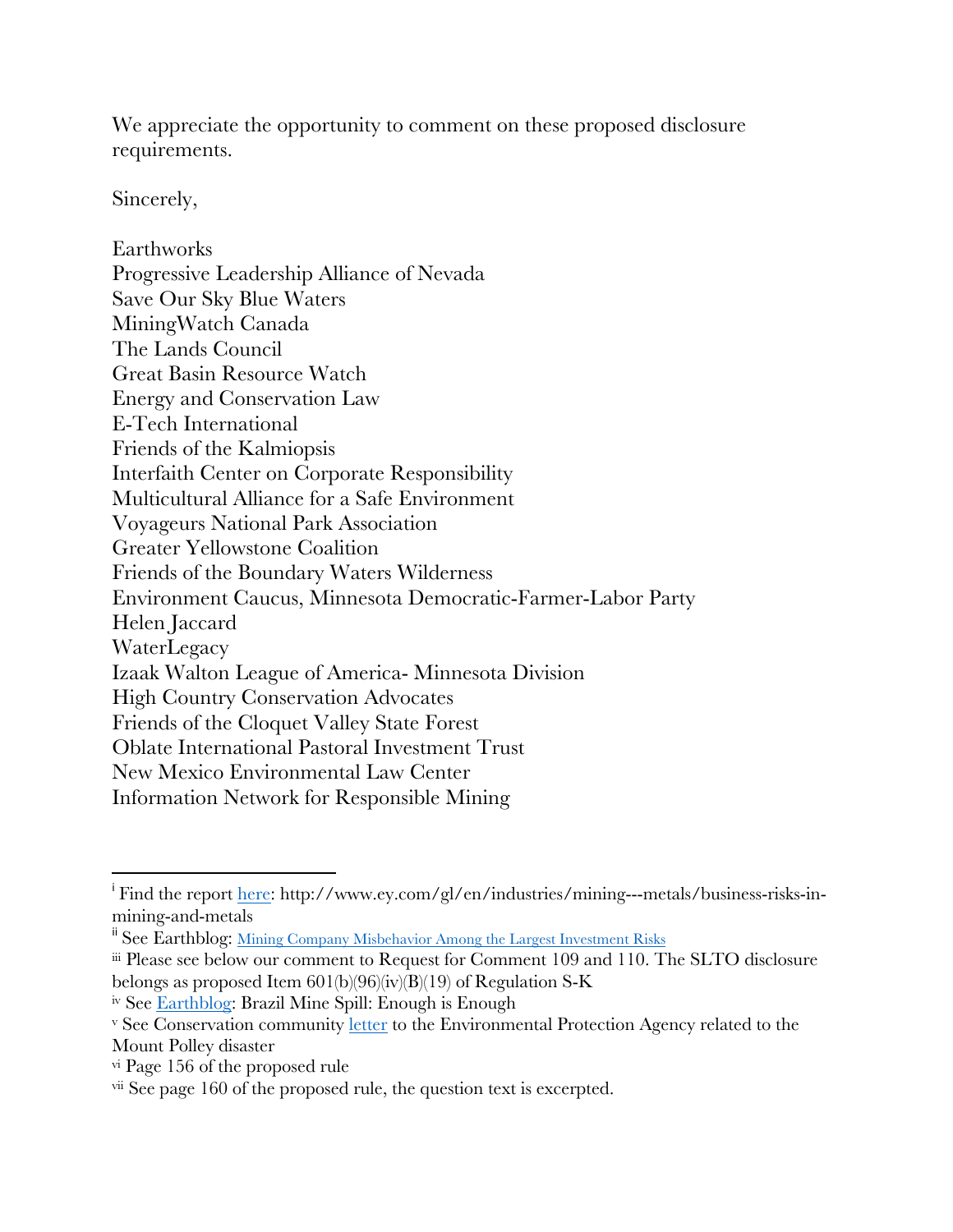We appreciate the opportunity to comment on these proposed disclosure requirements.

Sincerely,

Earthworks
Progressive Leadership Alliance of Nevada
Save Our Sky Blue Waters
MiningWatch Canada
The Lands Council
Great Basin Resource Watch
Energy and Conservation Law
E-Tech International
Friends of the Kalmiopsis
Interfaith Center on Corporate Responsibility
Multicultural Alliance for a Safe Environment
Voyageurs National Park Association
Greater Yellowstone Coalition
Friends of the Boundary Waters Wilderness
Environment Caucus, Minnesota Democratic-Farmer-Labor Party
Helen Jaccard
WaterLegacy
Izaak Walton League of America- Minnesota Division
High Country Conservation Advocates
Friends of the Cloquet Valley State Forest
Oblate International Pastoral Investment Trust
New Mexico Environmental Law Center
Information Network for Responsible Mining

---

[i] Find the report here: http://www.ey.com/gl/en/industries/mining---metals/business-risks-in-mining-and-metals

[ii] See Earthblog: Mining Company Misbehavior Among the Largest Investment Risks

[iii] Please see below our comment to Request for Comment 109 and 110. The SLTO disclosure belongs as proposed Item 601(b)(96)(iv)(B)(19) of Regulation S-K

[iv] See Earthblog: Brazil Mine Spill: Enough is Enough

[v] See Conservation community letter to the Environmental Protection Agency related to the Mount Polley disaster

[vi] Page 156 of the proposed rule

[vii] See page 160 of the proposed rule, the question text is excerpted.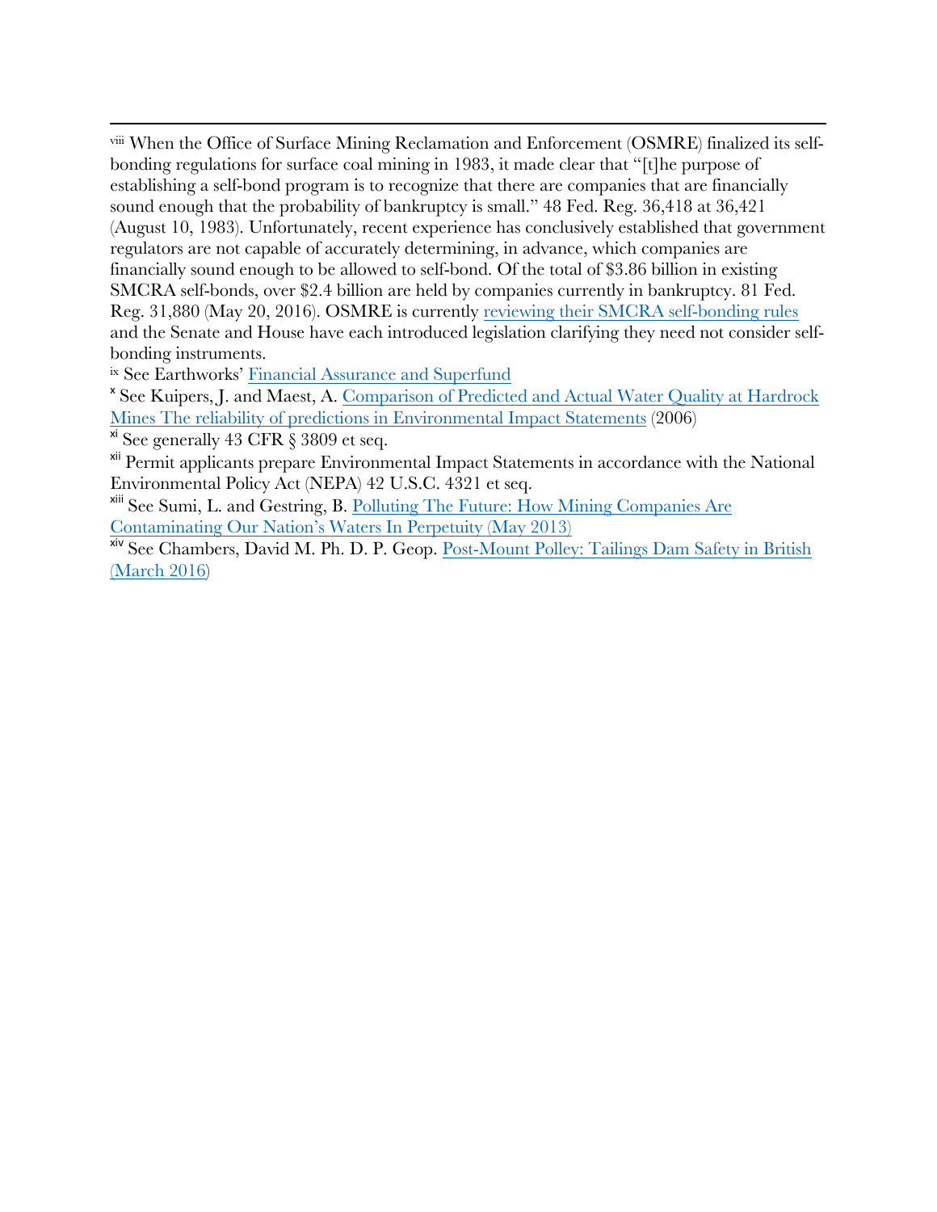[viii] When the Office of Surface Mining Reclamation and Enforcement (OSMRE) finalized its self-bonding regulations for surface coal mining in 1983, it made clear that "[t]he purpose of establishing a self-bond program is to recognize that there are companies that are financially sound enough that the probability of bankruptcy is small." 48 Fed. Reg. 36,418 at 36,421 (August 10, 1983). Unfortunately, recent experience has conclusively established that government regulators are not capable of accurately determining, in advance, which companies are financially sound enough to be allowed to self-bond. Of the total of $3.86 billion in existing SMCRA self-bonds, over $2.4 billion are held by companies currently in bankruptcy. 81 Fed. Reg. 31,880 (May 20, 2016). OSMRE is currently reviewing their SMCRA self-bonding rules and the Senate and House have each introduced legislation clarifying they need not consider self-bonding instruments.

[ix] See Earthworks' Financial Assurance and Superfund

[x] See Kuipers, J. and Maest, A. Comparison of Predicted and Actual Water Quality at Hardrock Mines The reliability of predictions in Environmental Impact Statements (2006)

[xi] See generally 43 CFR § 3809 et seq.

[xii] Permit applicants prepare Environmental Impact Statements in accordance with the National Environmental Policy Act (NEPA) 42 U.S.C. 4321 et seq.

[xiii] See Sumi, L. and Gestring, B. Polluting The Future: How Mining Companies Are Contaminating Our Nation's Waters In Perpetuity (May 2013)

[xiv] See Chambers, David M. Ph. D. P. Geop. Post-Mount Polley: Tailings Dam Safety in British (March 2016)